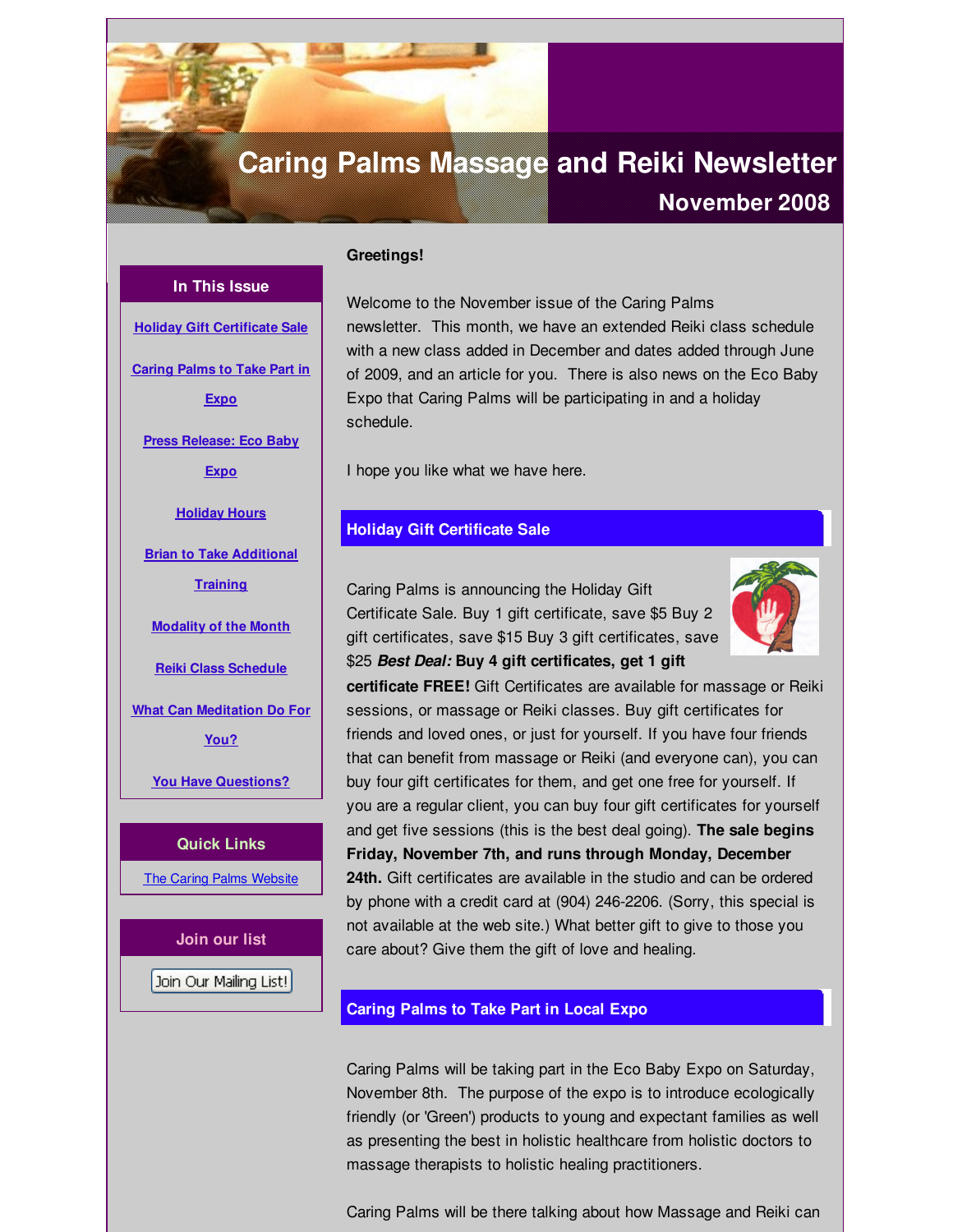# Caring Palms Massage and Reiki Newsletter

## November 2008

### In This Issue

- Holiday Gift Certificate Sale
- Caring Palms to Take Part in Expo
- Press Release: Eco Baby Expo
- Holiday Hours
- Brian to Take Additional Training
- Modality of the Month
- Reiki Class Schedule
- What Can Meditation Do For You?
- You Have Questions?

### Quick Links

The Caring Palms Website

### Join our list

Join Our Mailing List!

**Greetings!**

Welcome to the November issue of the Caring Palms newsletter. This month, we have an extended Reiki class schedule with a new class added in December and dates added through June of 2009, and an article for you. There is also news on the Eco Baby Expo that Caring Palms will be participating in and a holiday schedule.

I hope you like what we have here.

## Holiday Gift Certificate Sale

Caring Palms is announcing the Holiday Gift Certificate Sale. Buy 1 gift certificate, save $5 Buy 2 gift certificates, save $15 Buy 3 gift certificates, save $25 ***Best Deal:*** **Buy 4 gift certificates, get 1 gift certificate FREE!** Gift Certificates are available for massage or Reiki sessions, or massage or Reiki classes. Buy gift certificates for friends and loved ones, or just for yourself. If you have four friends that can benefit from massage or Reiki (and everyone can), you can buy four gift certificates for them, and get one free for yourself. If you are a regular client, you can buy four gift certificates for yourself and get five sessions (this is the best deal going). **The sale begins Friday, November 7th, and runs through Monday, December 24th.** Gift certificates are available in the studio and can be ordered by phone with a credit card at (904) 246-2206. (Sorry, this special is not available at the web site.) What better gift to give to those you care about? Give them the gift of love and healing.

## Caring Palms to Take Part in Local Expo

Caring Palms will be taking part in the Eco Baby Expo on Saturday, November 8th. The purpose of the expo is to introduce ecologically friendly (or 'Green') products to young and expectant families as well as presenting the best in holistic healthcare from holistic doctors to massage therapists to holistic healing practitioners.

Caring Palms will be there talking about how Massage and Reiki can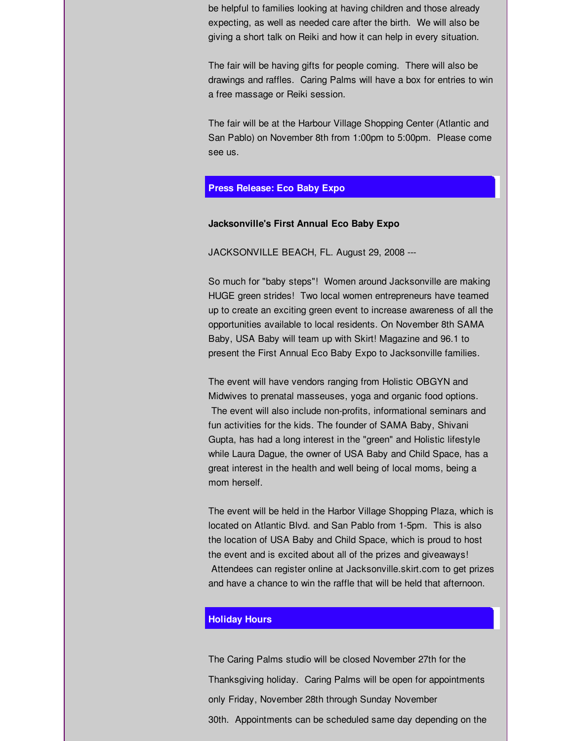be helpful to families looking at having children and those already expecting, as well as needed care after the birth. We will also be giving a short talk on Reiki and how it can help in every situation.

The fair will be having gifts for people coming. There will also be drawings and raffles. Caring Palms will have a box for entries to win a free massage or Reiki session.

The fair will be at the Harbour Village Shopping Center (Atlantic and San Pablo) on November 8th from 1:00pm to 5:00pm. Please come see us.

## Press Release: Eco Baby Expo

**Jacksonville's First Annual Eco Baby Expo**

JACKSONVILLE BEACH, FL. August 29, 2008 ---

So much for "baby steps"! Women around Jacksonville are making HUGE green strides! Two local women entrepreneurs have teamed up to create an exciting green event to increase awareness of all the opportunities available to local residents. On November 8th SAMA Baby, USA Baby will team up with Skirt! Magazine and 96.1 to present the First Annual Eco Baby Expo to Jacksonville families.

The event will have vendors ranging from Holistic OBGYN and Midwives to prenatal masseuses, yoga and organic food options. The event will also include non-profits, informational seminars and fun activities for the kids. The founder of SAMA Baby, Shivani Gupta, has had a long interest in the "green" and Holistic lifestyle while Laura Dague, the owner of USA Baby and Child Space, has a great interest in the health and well being of local moms, being a mom herself.

The event will be held in the Harbor Village Shopping Plaza, which is located on Atlantic Blvd. and San Pablo from 1-5pm. This is also the location of USA Baby and Child Space, which is proud to host the event and is excited about all of the prizes and giveaways! Attendees can register online at Jacksonville.skirt.com to get prizes and have a chance to win the raffle that will be held that afternoon.

## Holiday Hours

The Caring Palms studio will be closed November 27th for the Thanksgiving holiday. Caring Palms will be open for appointments only Friday, November 28th through Sunday November 30th. Appointments can be scheduled same day depending on the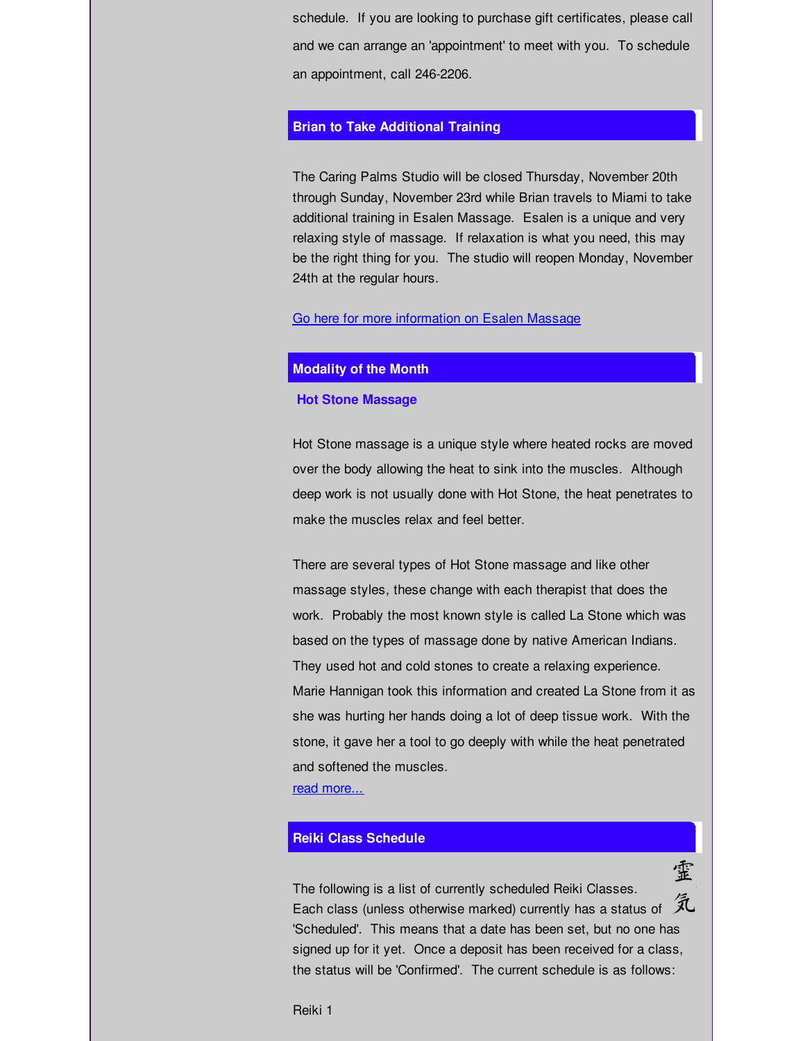schedule. If you are looking to purchase gift certificates, please call and we can arrange an 'appointment' to meet with you. To schedule an appointment, call 246-2206.

## Brian to Take Additional Training

The Caring Palms Studio will be closed Thursday, November 20th through Sunday, November 23rd while Brian travels to Miami to take additional training in Esalen Massage. Esalen is a unique and very relaxing style of massage. If relaxation is what you need, this may be the right thing for you. The studio will reopen Monday, November 24th at the regular hours.

Go here for more information on Esalen Massage

## Modality of the Month

### Hot Stone Massage

Hot Stone massage is a unique style where heated rocks are moved over the body allowing the heat to sink into the muscles. Although deep work is not usually done with Hot Stone, the heat penetrates to make the muscles relax and feel better.

There are several types of Hot Stone massage and like other massage styles, these change with each therapist that does the work. Probably the most known style is called La Stone which was based on the types of massage done by native American Indians. They used hot and cold stones to create a relaxing experience. Marie Hannigan took this information and created La Stone from it as she was hurting her hands doing a lot of deep tissue work. With the stone, it gave her a tool to go deeply with while the heat penetrated and softened the muscles.
read more...

## Reiki Class Schedule

霊気

The following is a list of currently scheduled Reiki Classes. Each class (unless otherwise marked) currently has a status of 'Scheduled'. This means that a date has been set, but no one has signed up for it yet. Once a deposit has been received for a class, the status will be 'Confirmed'. The current schedule is as follows:

Reiki 1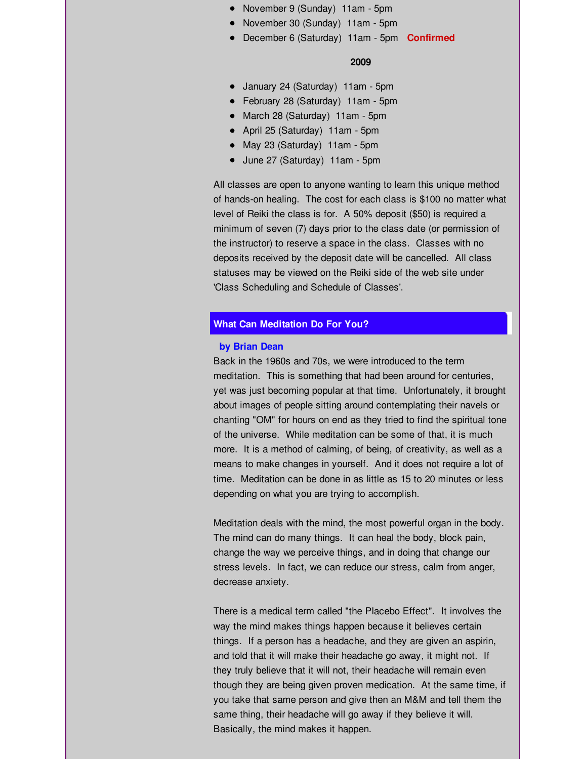- November 9 (Sunday) 11am - 5pm
- November 30 (Sunday) 11am - 5pm
- December 6 (Saturday) 11am - 5pm **Confirmed**

**2009**

- January 24 (Saturday) 11am - 5pm
- February 28 (Saturday) 11am - 5pm
- March 28 (Saturday) 11am - 5pm
- April 25 (Saturday) 11am - 5pm
- May 23 (Saturday) 11am - 5pm
- June 27 (Saturday) 11am - 5pm

All classes are open to anyone wanting to learn this unique method of hands-on healing. The cost for each class is $100 no matter what level of Reiki the class is for. A 50% deposit ($50) is required a minimum of seven (7) days prior to the class date (or permission of the instructor) to reserve a space in the class. Classes with no deposits received by the deposit date will be cancelled. All class statuses may be viewed on the Reiki side of the web site under 'Class Scheduling and Schedule of Classes'.

## What Can Meditation Do For You?

**by Brian Dean**

Back in the 1960s and 70s, we were introduced to the term meditation. This is something that had been around for centuries, yet was just becoming popular at that time. Unfortunately, it brought about images of people sitting around contemplating their navels or chanting "OM" for hours on end as they tried to find the spiritual tone of the universe. While meditation can be some of that, it is much more. It is a method of calming, of being, of creativity, as well as a means to make changes in yourself. And it does not require a lot of time. Meditation can be done in as little as 15 to 20 minutes or less depending on what you are trying to accomplish.

Meditation deals with the mind, the most powerful organ in the body. The mind can do many things. It can heal the body, block pain, change the way we perceive things, and in doing that change our stress levels. In fact, we can reduce our stress, calm from anger, decrease anxiety.

There is a medical term called "the Placebo Effect". It involves the way the mind makes things happen because it believes certain things. If a person has a headache, and they are given an aspirin, and told that it will make their headache go away, it might not. If they truly believe that it will not, their headache will remain even though they are being given proven medication. At the same time, if you take that same person and give then an M&M and tell them the same thing, their headache will go away if they believe it will. Basically, the mind makes it happen.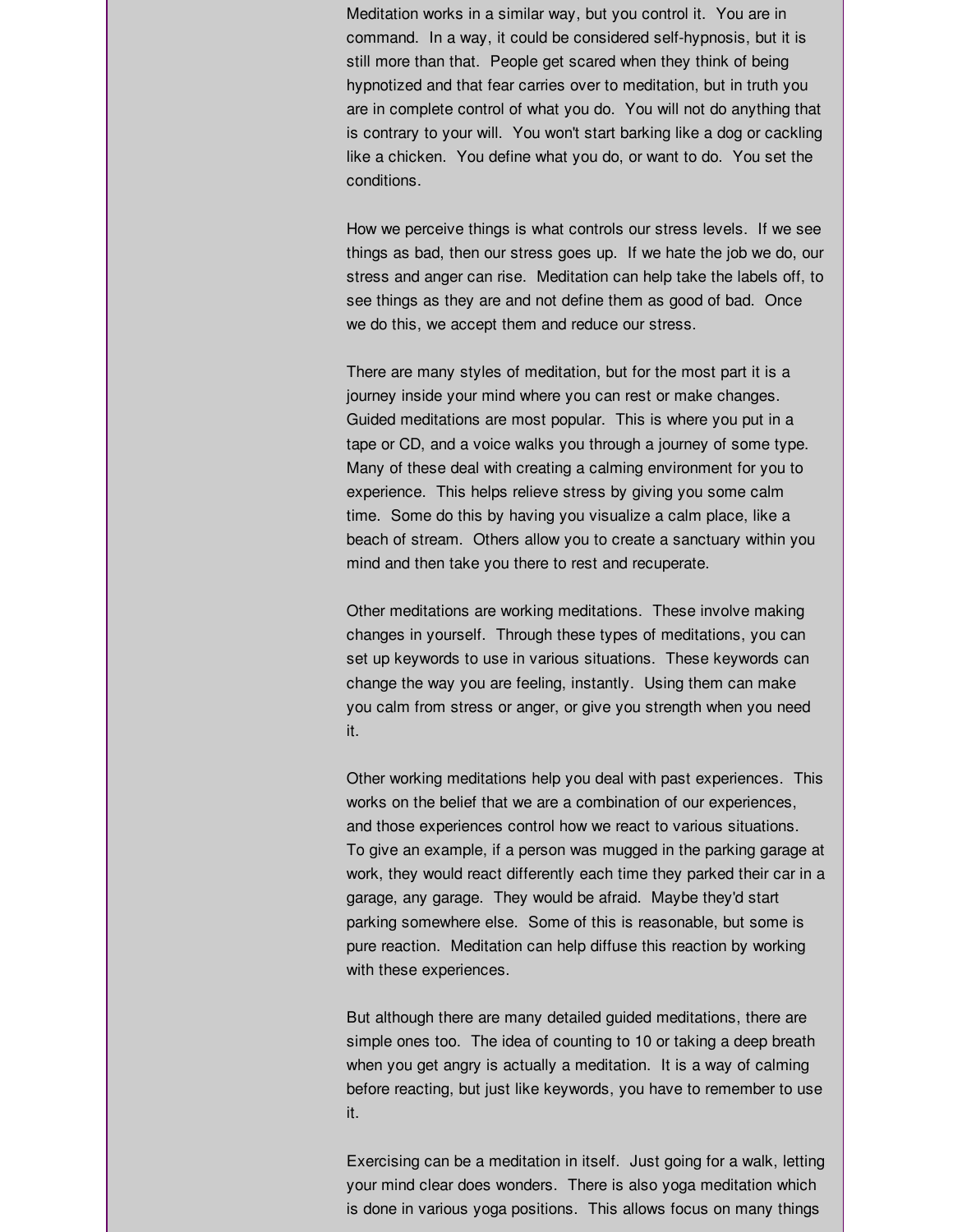Meditation works in a similar way, but you control it. You are in command. In a way, it could be considered self-hypnosis, but it is still more than that. People get scared when they think of being hypnotized and that fear carries over to meditation, but in truth you are in complete control of what you do. You will not do anything that is contrary to your will. You won't start barking like a dog or cackling like a chicken. You define what you do, or want to do. You set the conditions.

How we perceive things is what controls our stress levels. If we see things as bad, then our stress goes up. If we hate the job we do, our stress and anger can rise. Meditation can help take the labels off, to see things as they are and not define them as good of bad. Once we do this, we accept them and reduce our stress.

There are many styles of meditation, but for the most part it is a journey inside your mind where you can rest or make changes. Guided meditations are most popular. This is where you put in a tape or CD, and a voice walks you through a journey of some type. Many of these deal with creating a calming environment for you to experience. This helps relieve stress by giving you some calm time. Some do this by having you visualize a calm place, like a beach of stream. Others allow you to create a sanctuary within you mind and then take you there to rest and recuperate.

Other meditations are working meditations. These involve making changes in yourself. Through these types of meditations, you can set up keywords to use in various situations. These keywords can change the way you are feeling, instantly. Using them can make you calm from stress or anger, or give you strength when you need it.

Other working meditations help you deal with past experiences. This works on the belief that we are a combination of our experiences, and those experiences control how we react to various situations. To give an example, if a person was mugged in the parking garage at work, they would react differently each time they parked their car in a garage, any garage. They would be afraid. Maybe they'd start parking somewhere else. Some of this is reasonable, but some is pure reaction. Meditation can help diffuse this reaction by working with these experiences.

But although there are many detailed guided meditations, there are simple ones too. The idea of counting to 10 or taking a deep breath when you get angry is actually a meditation. It is a way of calming before reacting, but just like keywords, you have to remember to use it.

Exercising can be a meditation in itself. Just going for a walk, letting your mind clear does wonders. There is also yoga meditation which is done in various yoga positions. This allows focus on many things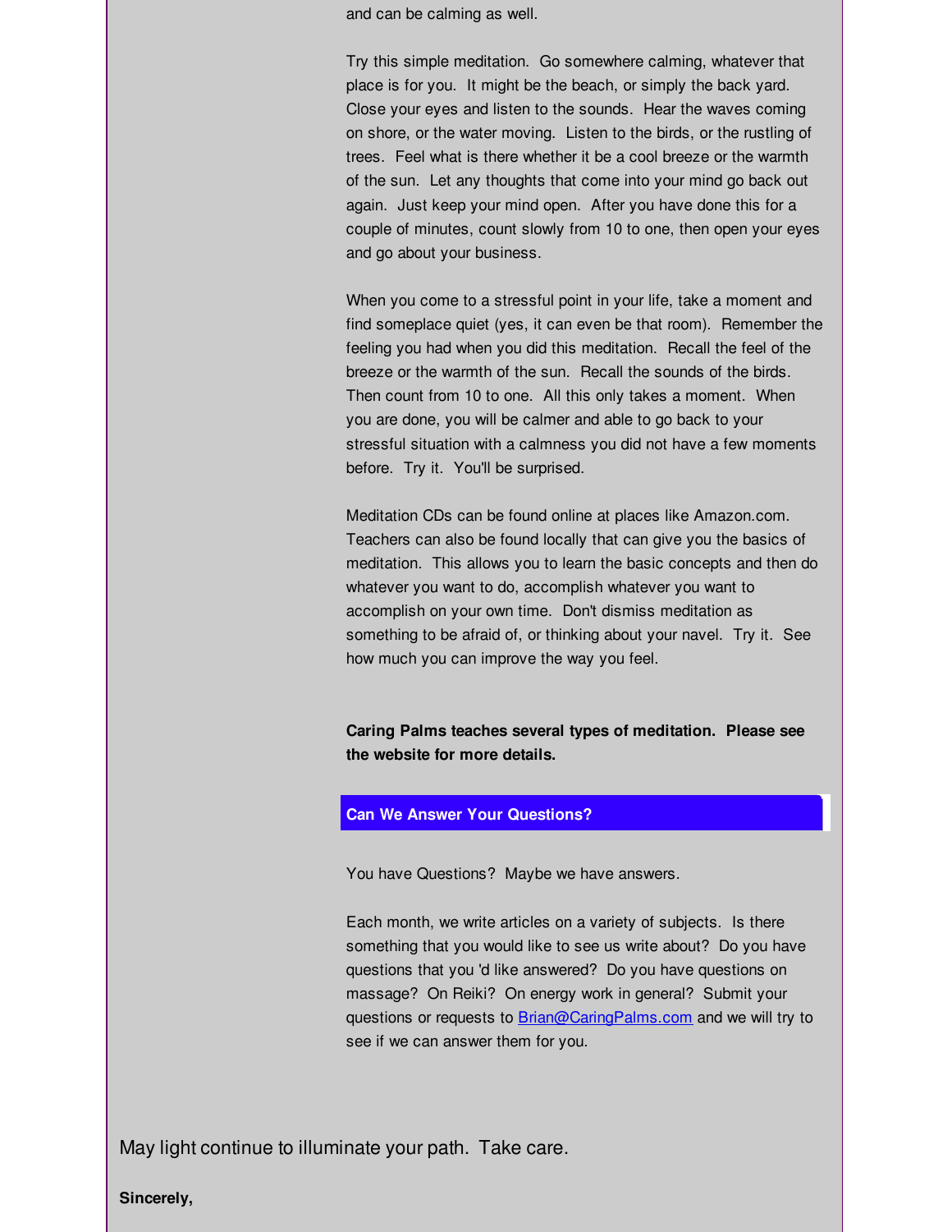and can be calming as well.

Try this simple meditation. Go somewhere calming, whatever that place is for you. It might be the beach, or simply the back yard. Close your eyes and listen to the sounds. Hear the waves coming on shore, or the water moving. Listen to the birds, or the rustling of trees. Feel what is there whether it be a cool breeze or the warmth of the sun. Let any thoughts that come into your mind go back out again. Just keep your mind open. After you have done this for a couple of minutes, count slowly from 10 to one, then open your eyes and go about your business.

When you come to a stressful point in your life, take a moment and find someplace quiet (yes, it can even be that room). Remember the feeling you had when you did this meditation. Recall the feel of the breeze or the warmth of the sun. Recall the sounds of the birds. Then count from 10 to one. All this only takes a moment. When you are done, you will be calmer and able to go back to your stressful situation with a calmness you did not have a few moments before. Try it. You'll be surprised.

Meditation CDs can be found online at places like Amazon.com. Teachers can also be found locally that can give you the basics of meditation. This allows you to learn the basic concepts and then do whatever you want to do, accomplish whatever you want to accomplish on your own time. Don't dismiss meditation as something to be afraid of, or thinking about your navel. Try it. See how much you can improve the way you feel.

**Caring Palms teaches several types of meditation. Please see the website for more details.**

## Can We Answer Your Questions?

You have Questions? Maybe we have answers.

Each month, we write articles on a variety of subjects. Is there something that you would like to see us write about? Do you have questions that you 'd like answered? Do you have questions on massage? On Reiki? On energy work in general? Submit your questions or requests to Brian@CaringPalms.com and we will try to see if we can answer them for you.

May light continue to illuminate your path. Take care.

**Sincerely,**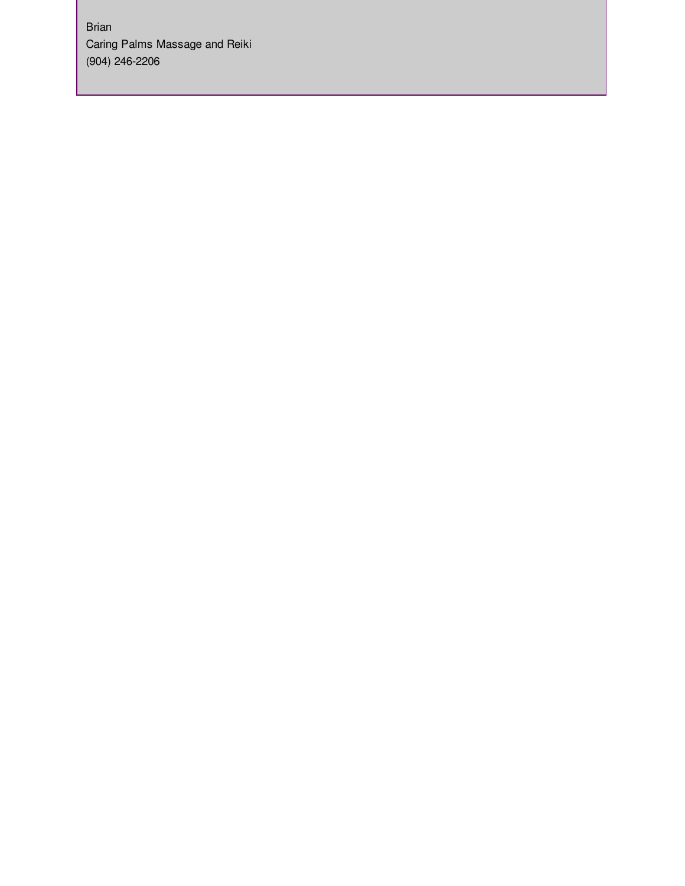Brian
Caring Palms Massage and Reiki
(904) 246-2206